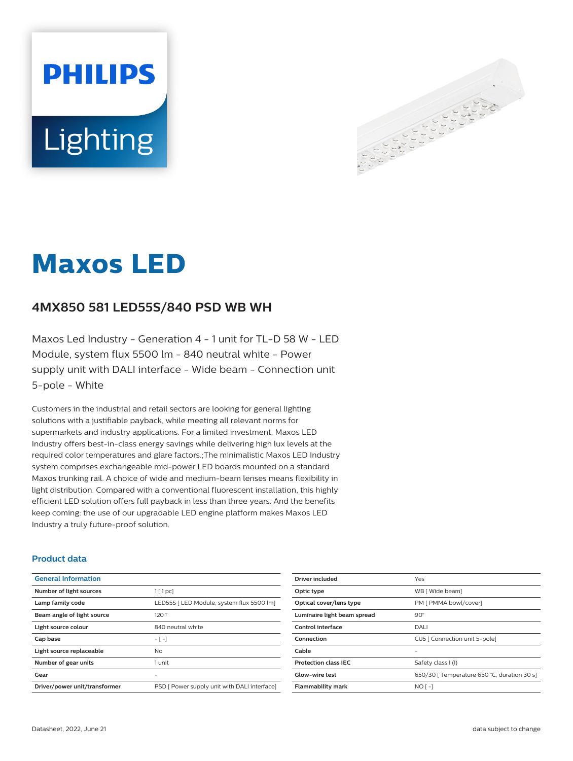# Maxos LED

## 4MX850 581 LED55S/840 PSD WB WH

Maxos Led Industry - Generation 4 - 1 unit for TL-D 58 W - LED Module, system flux 5500 lm - 840 neutral white - Power supply unit with DALI interface - Wide beam - Connection unit 5-pole - White

Customers in the industrial and retail sectors are looking for general lighting solutions with a justifiable payback, while meeting all relevant norms for supermarkets and industry applications. For a limited investment, Maxos LED Industry offers best-in-class energy savings while delivering high lux levels at the required color temperatures and glare factors.;The minimalistic Maxos LED Industry system comprises exchangeable mid-power LED boards mounted on a standard Maxos trunking rail. A choice of wide and medium-beam lenses means flexibility in light distribution. Compared with a conventional fluorescent installation, this highly efficient LED solution offers full payback in less than three years. And the benefits keep coming: the use of our upgradable LED engine platform makes Maxos LED Industry a truly future-proof solution.

### Product data

| General Information | |
|---|---|
| Number of light sources | 1 [ 1 pc] |
| Lamp family code | LED55S [ LED Module, system flux 5500 lm] |
| Beam angle of light source | 120 ° |
| Light source colour | 840 neutral white |
| Cap base | - [ -] |
| Light source replaceable | No |
| Number of gear units | 1 unit |
| Gear | - |
| Driver/power unit/transformer | PSD [ Power supply unit with DALI interface] |
| Driver included | Yes |
| Optic type | WB [ Wide beam] |
| Optical cover/lens type | PM [ PMMA bowl/cover] |
| Luminaire light beam spread | 90° |
| Control interface | DALI |
| Connection | CU5 [ Connection unit 5-pole] |
| Cable | - |
| Protection class IEC | Safety class I (I) |
| Glow-wire test | 650/30 [ Temperature 650 °C, duration 30 s] |
| Flammability mark | NO [ -] |

Datasheet, 2022, June 21

data subject to change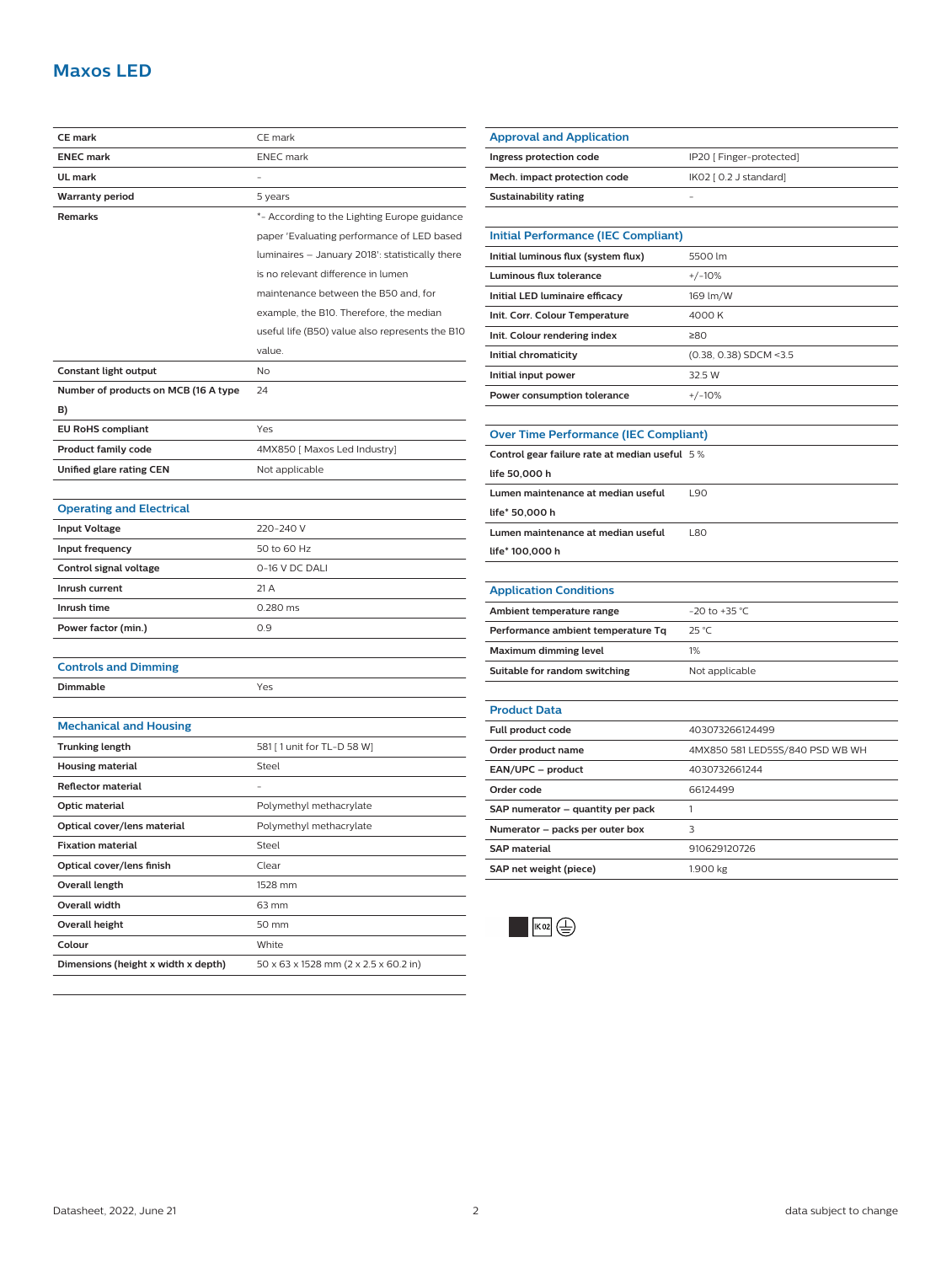# Maxos LED

| | |
|---|---|
| **CE mark** | CE mark |
| **ENEC mark** | ENEC mark |
| **UL mark** | - |
| **Warranty period** | 5 years |
| **Remarks** | *- According to the Lighting Europe guidance paper 'Evaluating performance of LED based luminaires – January 2018': statistically there is no relevant difference in lumen maintenance between the B50 and, for example, the B10. Therefore, the median useful life (B50) value also represents the B10 value. |
| **Constant light output** | No |
| **Number of products on MCB (16 A type B)** | 24 |
| **EU RoHS compliant** | Yes |
| **Product family code** | 4MX850 [ Maxos Led Industry] |
| **Unified glare rating CEN** | Not applicable |

## Operating and Electrical

| | |
|---|---|
| **Input Voltage** | 220-240 V |
| **Input frequency** | 50 to 60 Hz |
| **Control signal voltage** | 0-16 V DC DALI |
| **Inrush current** | 21 A |
| **Inrush time** | 0.280 ms |
| **Power factor (min.)** | 0.9 |

## Controls and Dimming

| | |
|---|---|
| **Dimmable** | Yes |

## Mechanical and Housing

| | |
|---|---|
| **Trunking length** | 581 [ 1 unit for TL-D 58 W] |
| **Housing material** | Steel |
| **Reflector material** | - |
| **Optic material** | Polymethyl methacrylate |
| **Optical cover/lens material** | Polymethyl methacrylate |
| **Fixation material** | Steel |
| **Optical cover/lens finish** | Clear |
| **Overall length** | 1528 mm |
| **Overall width** | 63 mm |
| **Overall height** | 50 mm |
| **Colour** | White |
| **Dimensions (height x width x depth)** | 50 x 63 x 1528 mm (2 x 2.5 x 60.2 in) |

## Approval and Application

| | |
|---|---|
| **Ingress protection code** | IP20 [ Finger-protected] |
| **Mech. impact protection code** | IK02 [ 0.2 J standard] |
| **Sustainability rating** | - |

## Initial Performance (IEC Compliant)

| | |
|---|---|
| **Initial luminous flux (system flux)** | 5500 lm |
| **Luminous flux tolerance** | +/-10% |
| **Initial LED luminaire efficacy** | 169 lm/W |
| **Init. Corr. Colour Temperature** | 4000 K |
| **Init. Colour rendering index** | ≥80 |
| **Initial chromaticity** | (0.38, 0.38) SDCM <3.5 |
| **Initial input power** | 32.5 W |
| **Power consumption tolerance** | +/-10% |

## Over Time Performance (IEC Compliant)

| | |
|---|---|
| **Control gear failure rate at median useful life 50,000 h** | 5 % |
| **Lumen maintenance at median useful life* 50,000 h** | L90 |
| **Lumen maintenance at median useful life* 100,000 h** | L80 |

## Application Conditions

| | |
|---|---|
| **Ambient temperature range** | -20 to +35 °C |
| **Performance ambient temperature Tq** | 25 °C |
| **Maximum dimming level** | 1% |
| **Suitable for random switching** | Not applicable |

## Product Data

| | |
|---|---|
| **Full product code** | 403073266124499 |
| **Order product name** | 4MX850 581 LED55S/840 PSD WB WH |
| **EAN/UPC – product** | 4030732661244 |
| **Order code** | 66124499 |
| **SAP numerator – quantity per pack** | 1 |
| **Numerator – packs per outer box** | 3 |
| **SAP material** | 910629120726 |
| **SAP net weight (piece)** | 1.900 kg |

IK02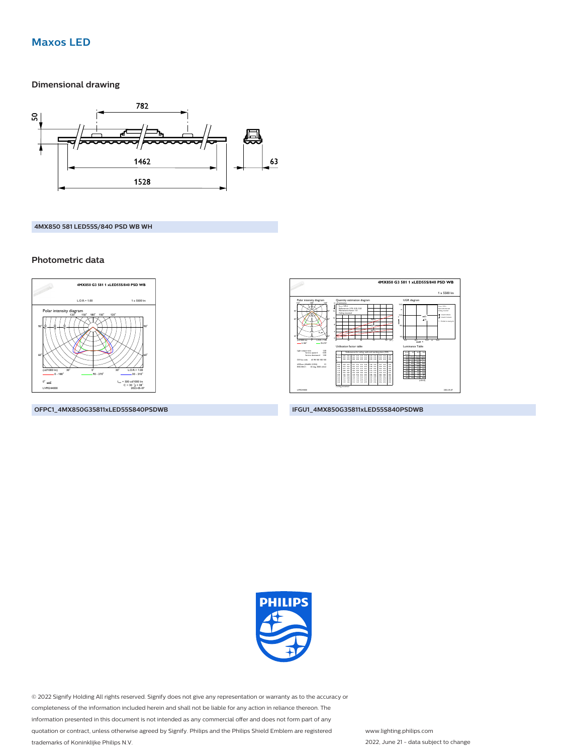# Maxos LED

## Dimensional drawing

782

50

1462

63

1528

4MX850 581 LED55S/840 PSD WB WH

## Photometric data

4MX850 G3 581 1 xLED55S/840 PSD WB

L.O.R.= 1.00

1 x 5500 lm

Polar intensity diagram

120° 150° 180° 150° 120°

90° 90°

60° 60°

(cd/1000 lm) 30° 0° 30° L.O.R.= 1.00

0 - 180° 90 - 270° 30 - 210°

$I_{max}$ = 500 cd/1000 lm

C = 30 $\gamma$ = 38°

LVP0244000

2022-05-07

OFPC1_4MX850G35811xLED55S840PSDWB

4MX850 G3 581 1 xLED55S/840 PSD WB

1 x 5500 lm

Polar intensity diagram

Quantity estimation diagram

UGR diagram

Utilisation factor table

Luminance Table

2022-05-07

IFGU1_4MX850G35811xLED55S840PSDWB

© 2022 Signify Holding All rights reserved. Signify does not give any representation or warranty as to the accuracy or completeness of the information included herein and shall not be liable for any action in reliance thereon. The information presented in this document is not intended as any commercial offer and does not form part of any quotation or contract, unless otherwise agreed by Signify. Philips and the Philips Shield Emblem are registered trademarks of Koninklijke Philips N.V.

www.lighting.philips.com

2022, June 21 - data subject to change